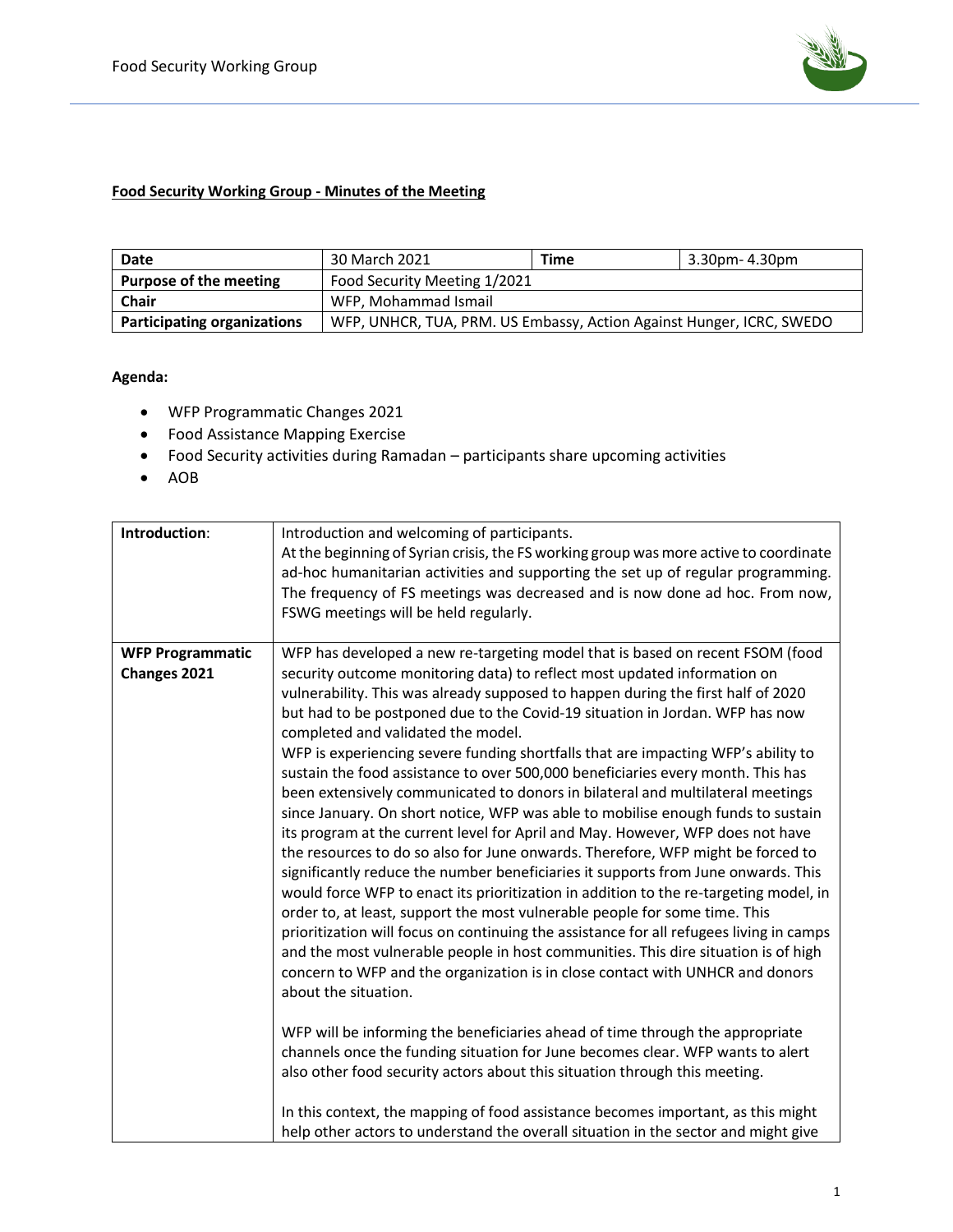**Food Security Working Group - Minutes of the Meeting**

| Date | 30 March 2021 | Time | 3.30pm- 4.30pm |
|---|---|---|---|
| **Purpose of the meeting** | Food Security Meeting 1/2021 | | |
| **Chair** | WFP, Mohammad Ismail | | |
| **Participating organizations** | WFP, UNHCR, TUA, PRM. US Embassy, Action Against Hunger, ICRC, SWEDO | | |

**Agenda:**

- WFP Programmatic Changes 2021
- Food Assistance Mapping Exercise
- Food Security activities during Ramadan – participants share upcoming activities
- AOB

| | |
|---|---|
| **Introduction**: | Introduction and welcoming of participants. At the beginning of Syrian crisis, the FS working group was more active to coordinate ad-hoc humanitarian activities and supporting the set up of regular programming. The frequency of FS meetings was decreased and is now done ad hoc. From now, FSWG meetings will be held regularly. |
| **WFP Programmatic Changes 2021** | WFP has developed a new re-targeting model that is based on recent FSOM (food security outcome monitoring data) to reflect most updated information on vulnerability. This was already supposed to happen during the first half of 2020 but had to be postponed due to the Covid-19 situation in Jordan. WFP has now completed and validated the model. WFP is experiencing severe funding shortfalls that are impacting WFP's ability to sustain the food assistance to over 500,000 beneficiaries every month. This has been extensively communicated to donors in bilateral and multilateral meetings since January. On short notice, WFP was able to mobilise enough funds to sustain its program at the current level for April and May. However, WFP does not have the resources to do so also for June onwards. Therefore, WFP might be forced to significantly reduce the number beneficiaries it supports from June onwards. This would force WFP to enact its prioritization in addition to the re-targeting model, in order to, at least, support the most vulnerable people for some time. This prioritization will focus on continuing the assistance for all refugees living in camps and the most vulnerable people in host communities. This dire situation is of high concern to WFP and the organization is in close contact with UNHCR and donors about the situation.<br><br>WFP will be informing the beneficiaries ahead of time through the appropriate channels once the funding situation for June becomes clear. WFP wants to alert also other food security actors about this situation through this meeting.<br><br>In this context, the mapping of food assistance becomes important, as this might help other actors to understand the overall situation in the sector and might give |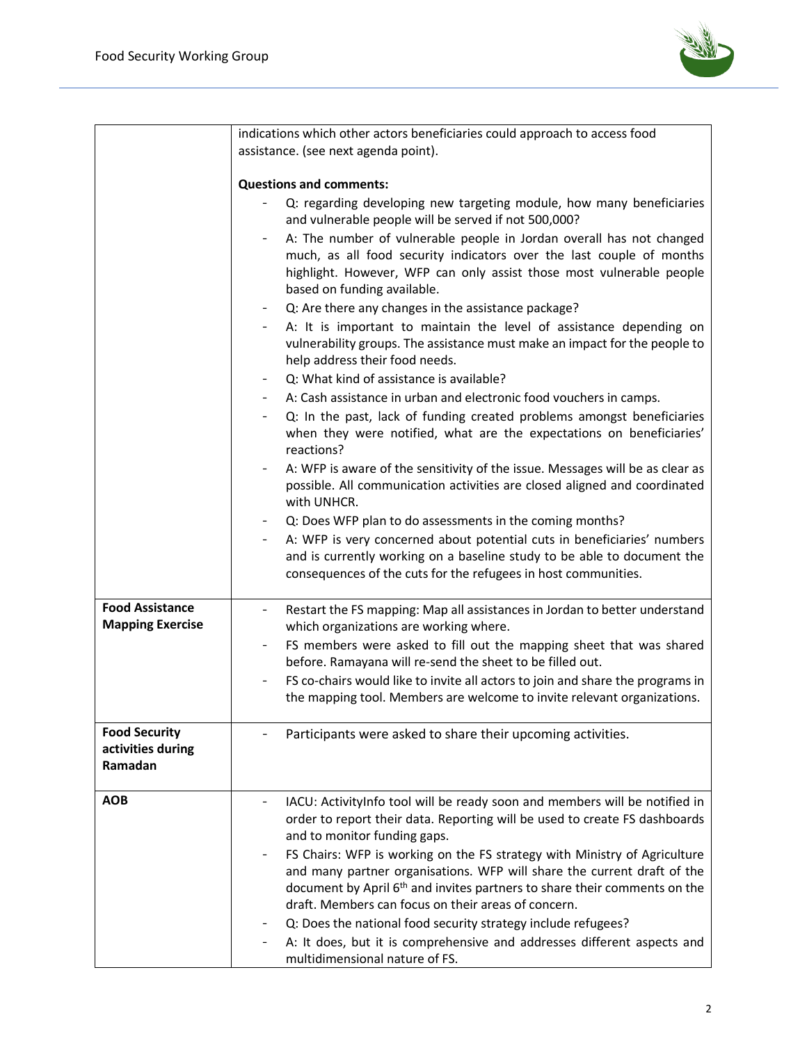| | |
|---|---|
| | indications which other actors beneficiaries could approach to access food assistance. (see next agenda point).<br><br>**Questions and comments:**<br>- Q: regarding developing new targeting module, how many beneficiaries and vulnerable people will be served if not 500,000?<br>- A: The number of vulnerable people in Jordan overall has not changed much, as all food security indicators over the last couple of months highlight. However, WFP can only assist those most vulnerable people based on funding available.<br>- Q: Are there any changes in the assistance package?<br>- A: It is important to maintain the level of assistance depending on vulnerability groups. The assistance must make an impact for the people to help address their food needs.<br>- Q: What kind of assistance is available?<br>- A: Cash assistance in urban and electronic food vouchers in camps.<br>- Q: In the past, lack of funding created problems amongst beneficiaries when they were notified, what are the expectations on beneficiaries' reactions?<br>- A: WFP is aware of the sensitivity of the issue. Messages will be as clear as possible. All communication activities are closed aligned and coordinated with UNHCR.<br>- Q: Does WFP plan to do assessments in the coming months?<br>- A: WFP is very concerned about potential cuts in beneficiaries' numbers and is currently working on a baseline study to be able to document the consequences of the cuts for the refugees in host communities. |
| **Food Assistance Mapping Exercise** | - Restart the FS mapping: Map all assistances in Jordan to better understand which organizations are working where.<br>- FS members were asked to fill out the mapping sheet that was shared before. Ramayana will re-send the sheet to be filled out.<br>- FS co-chairs would like to invite all actors to join and share the programs in the mapping tool. Members are welcome to invite relevant organizations. |
| **Food Security activities during Ramadan** | - Participants were asked to share their upcoming activities. |
| **AOB** | - IACU: ActivityInfo tool will be ready soon and members will be notified in order to report their data. Reporting will be used to create FS dashboards and to monitor funding gaps.<br>- FS Chairs: WFP is working on the FS strategy with Ministry of Agriculture and many partner organisations. WFP will share the current draft of the document by April 6th and invites partners to share their comments on the draft. Members can focus on their areas of concern.<br>- Q: Does the national food security strategy include refugees?<br>- A: It does, but it is comprehensive and addresses different aspects and multidimensional nature of FS. |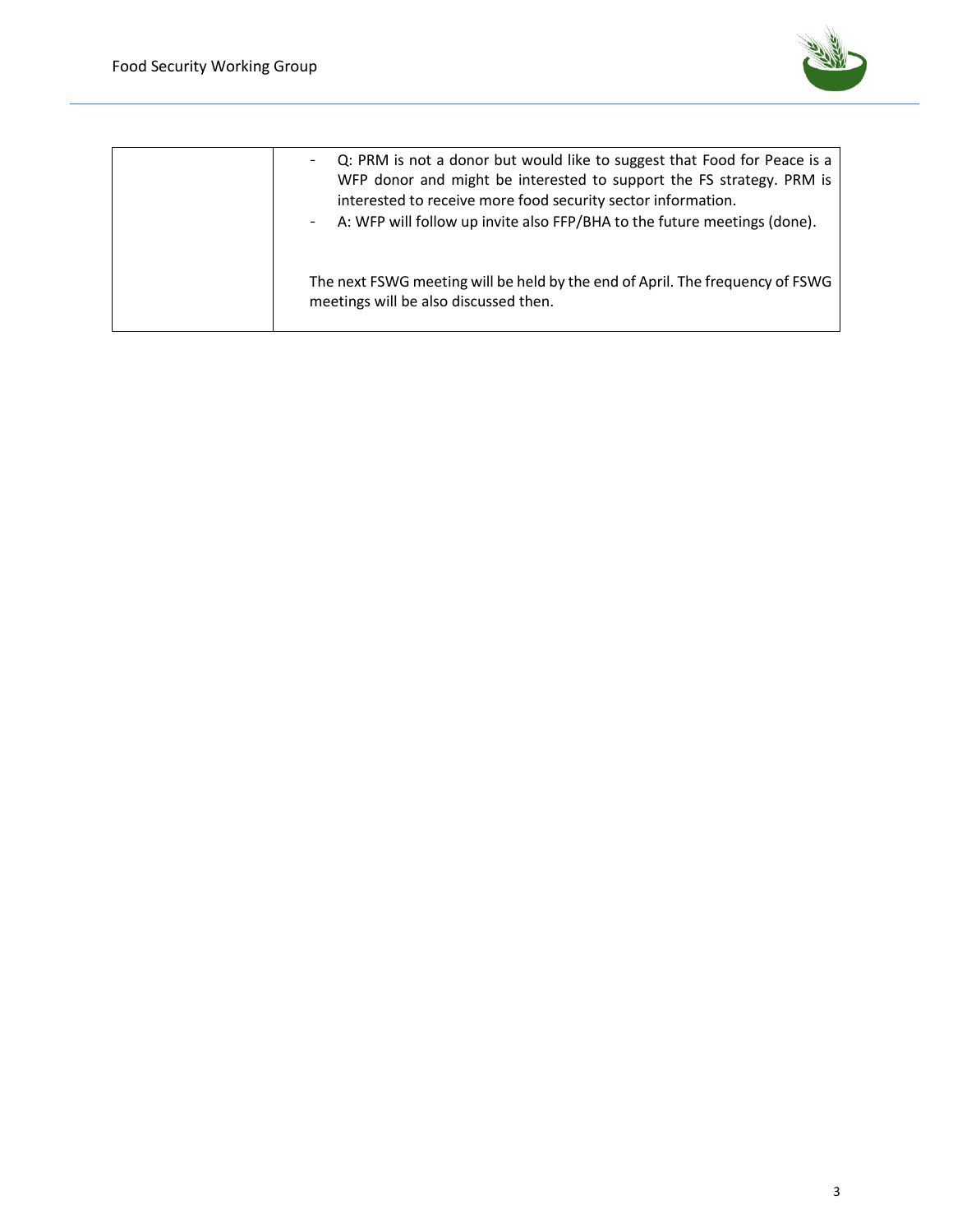| | |
|---|---|
| | - Q: PRM is not a donor but would like to suggest that Food for Peace is a WFP donor and might be interested to support the FS strategy. PRM is interested to receive more food security sector information.<br>- A: WFP will follow up invite also FFP/BHA to the future meetings (done).<br><br>The next FSWG meeting will be held by the end of April. The frequency of FSWG meetings will be also discussed then. |